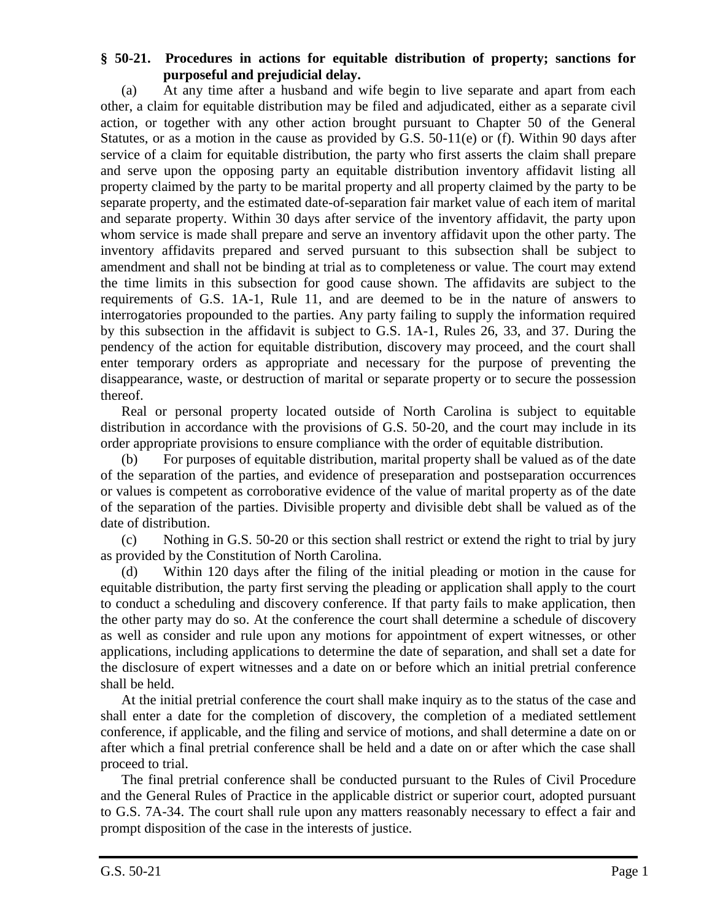**§ 50-21. Procedures in actions for equitable distribution of property; sanctions for purposeful and prejudicial delay.**

(a) At any time after a husband and wife begin to live separate and apart from each other, a claim for equitable distribution may be filed and adjudicated, either as a separate civil action, or together with any other action brought pursuant to Chapter 50 of the General Statutes, or as a motion in the cause as provided by G.S. 50-11(e) or (f). Within 90 days after service of a claim for equitable distribution, the party who first asserts the claim shall prepare and serve upon the opposing party an equitable distribution inventory affidavit listing all property claimed by the party to be marital property and all property claimed by the party to be separate property, and the estimated date-of-separation fair market value of each item of marital and separate property. Within 30 days after service of the inventory affidavit, the party upon whom service is made shall prepare and serve an inventory affidavit upon the other party. The inventory affidavits prepared and served pursuant to this subsection shall be subject to amendment and shall not be binding at trial as to completeness or value. The court may extend the time limits in this subsection for good cause shown. The affidavits are subject to the requirements of G.S. 1A-1, Rule 11, and are deemed to be in the nature of answers to interrogatories propounded to the parties. Any party failing to supply the information required by this subsection in the affidavit is subject to G.S. 1A-1, Rules 26, 33, and 37. During the pendency of the action for equitable distribution, discovery may proceed, and the court shall enter temporary orders as appropriate and necessary for the purpose of preventing the disappearance, waste, or destruction of marital or separate property or to secure the possession thereof.

Real or personal property located outside of North Carolina is subject to equitable distribution in accordance with the provisions of G.S. 50-20, and the court may include in its order appropriate provisions to ensure compliance with the order of equitable distribution.

(b) For purposes of equitable distribution, marital property shall be valued as of the date of the separation of the parties, and evidence of preseparation and postseparation occurrences or values is competent as corroborative evidence of the value of marital property as of the date of the separation of the parties. Divisible property and divisible debt shall be valued as of the date of distribution.

(c) Nothing in G.S. 50-20 or this section shall restrict or extend the right to trial by jury as provided by the Constitution of North Carolina.

(d) Within 120 days after the filing of the initial pleading or motion in the cause for equitable distribution, the party first serving the pleading or application shall apply to the court to conduct a scheduling and discovery conference. If that party fails to make application, then the other party may do so. At the conference the court shall determine a schedule of discovery as well as consider and rule upon any motions for appointment of expert witnesses, or other applications, including applications to determine the date of separation, and shall set a date for the disclosure of expert witnesses and a date on or before which an initial pretrial conference shall be held.

At the initial pretrial conference the court shall make inquiry as to the status of the case and shall enter a date for the completion of discovery, the completion of a mediated settlement conference, if applicable, and the filing and service of motions, and shall determine a date on or after which a final pretrial conference shall be held and a date on or after which the case shall proceed to trial.

The final pretrial conference shall be conducted pursuant to the Rules of Civil Procedure and the General Rules of Practice in the applicable district or superior court, adopted pursuant to G.S. 7A-34. The court shall rule upon any matters reasonably necessary to effect a fair and prompt disposition of the case in the interests of justice.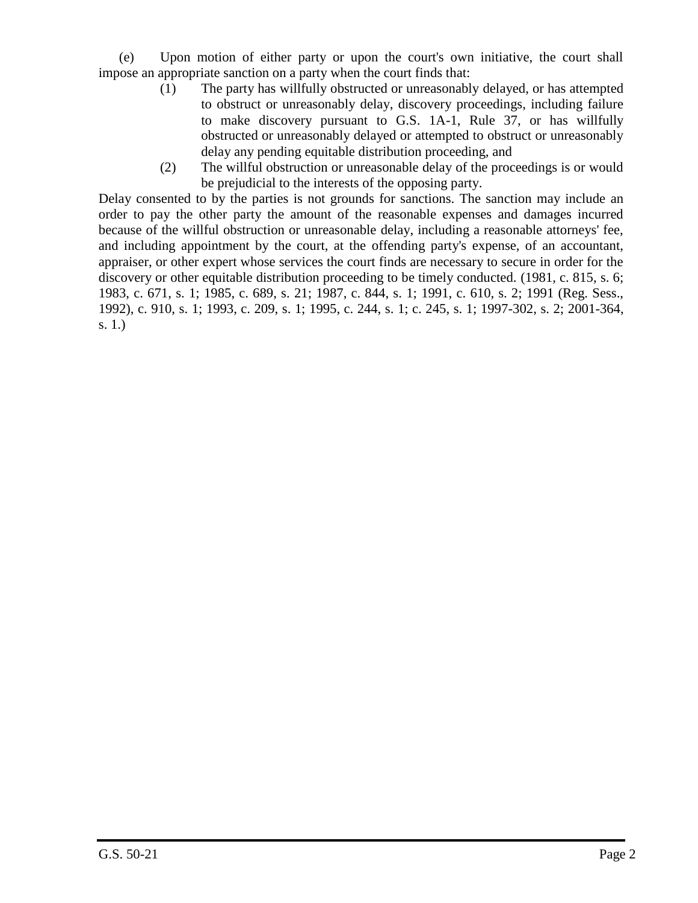(e) Upon motion of either party or upon the court's own initiative, the court shall impose an appropriate sanction on a party when the court finds that:

(1) The party has willfully obstructed or unreasonably delayed, or has attempted to obstruct or unreasonably delay, discovery proceedings, including failure to make discovery pursuant to G.S. 1A-1, Rule 37, or has willfully obstructed or unreasonably delayed or attempted to obstruct or unreasonably delay any pending equitable distribution proceeding, and

(2) The willful obstruction or unreasonable delay of the proceedings is or would be prejudicial to the interests of the opposing party.

Delay consented to by the parties is not grounds for sanctions. The sanction may include an order to pay the other party the amount of the reasonable expenses and damages incurred because of the willful obstruction or unreasonable delay, including a reasonable attorneys' fee, and including appointment by the court, at the offending party's expense, of an accountant, appraiser, or other expert whose services the court finds are necessary to secure in order for the discovery or other equitable distribution proceeding to be timely conducted. (1981, c. 815, s. 6; 1983, c. 671, s. 1; 1985, c. 689, s. 21; 1987, c. 844, s. 1; 1991, c. 610, s. 2; 1991 (Reg. Sess., 1992), c. 910, s. 1; 1993, c. 209, s. 1; 1995, c. 244, s. 1; c. 245, s. 1; 1997-302, s. 2; 2001-364, s. 1.)